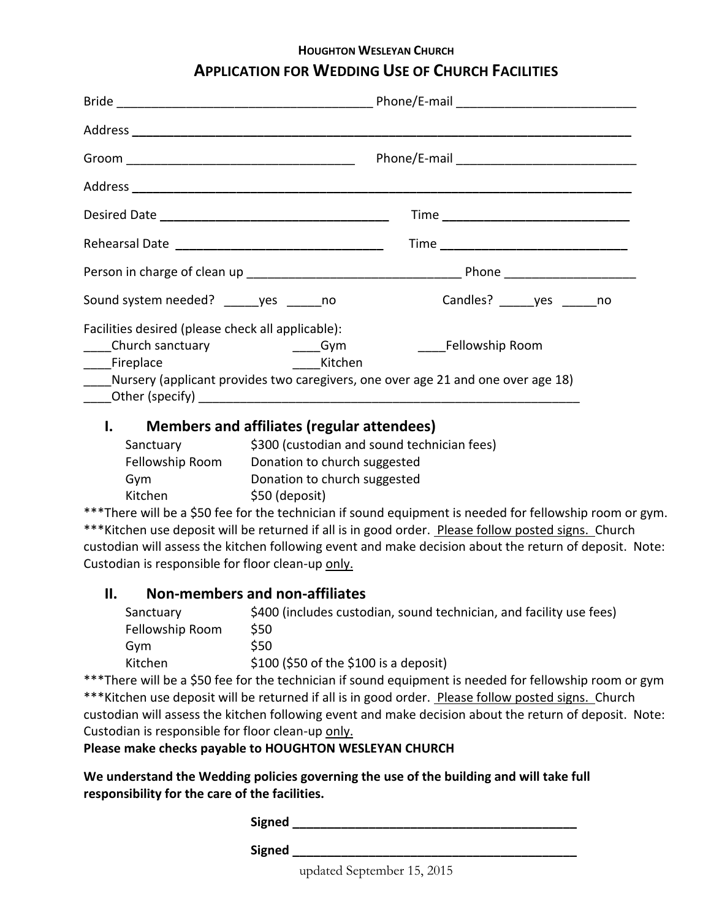**HOUGHTON WESLEYAN CHURCH**

# APPLICATION FOR WEDDING USE OF CHURCH FACILITIES

Bride ____________________________________ Phone/E-mail _________________________

Address ________________________________________________________________________

Groom ________________________________ Phone/E-mail _________________________

Address ________________________________________________________________________

Desired Date _________________________________ Time ___________________________

Rehearsal Date _____________________________ Time ___________________________

Person in charge of clean up ______________________________ Phone __________________

Sound system needed? _____yes _____no Candles? _____yes _____no

Facilities desired (please check all applicable):

____Church sanctuary ____Gym ____Fellowship Room

____Fireplace ____Kitchen

____Nursery (applicant provides two caregivers, one over age 21 and one over age 18)

____Other (specify) _______________________________________________________

## I. Members and affiliates (regular attendees)

| | |
|---|---|
| Sanctuary | $300 (custodian and sound technician fees) |
| Fellowship Room | Donation to church suggested |
| Gym | Donation to church suggested |
| Kitchen | $50 (deposit) |

***There will be a $50 fee for the technician if sound equipment is needed for fellowship room or gym.
***Kitchen use deposit will be returned if all is in good order. Please follow posted signs. Church custodian will assess the kitchen following event and make decision about the return of deposit. Note: Custodian is responsible for floor clean-up only.

## II. Non-members and non-affiliates

| | |
|---|---|
| Sanctuary | $400 (includes custodian, sound technician, and facility use fees) |
| Fellowship Room | $50 |
| Gym | $50 |
| Kitchen | $100 ($50 of the $100 is a deposit) |

***There will be a $50 fee for the technician if sound equipment is needed for fellowship room or gym
***Kitchen use deposit will be returned if all is in good order. Please follow posted signs. Church custodian will assess the kitchen following event and make decision about the return of deposit. Note: Custodian is responsible for floor clean-up only.

**Please make checks payable to HOUGHTON WESLEYAN CHURCH**

**We understand the Wedding policies governing the use of the building and will take full responsibility for the care of the facilities.**

**Signed** ________________________________________

**Signed** ________________________________________

updated September 15, 2015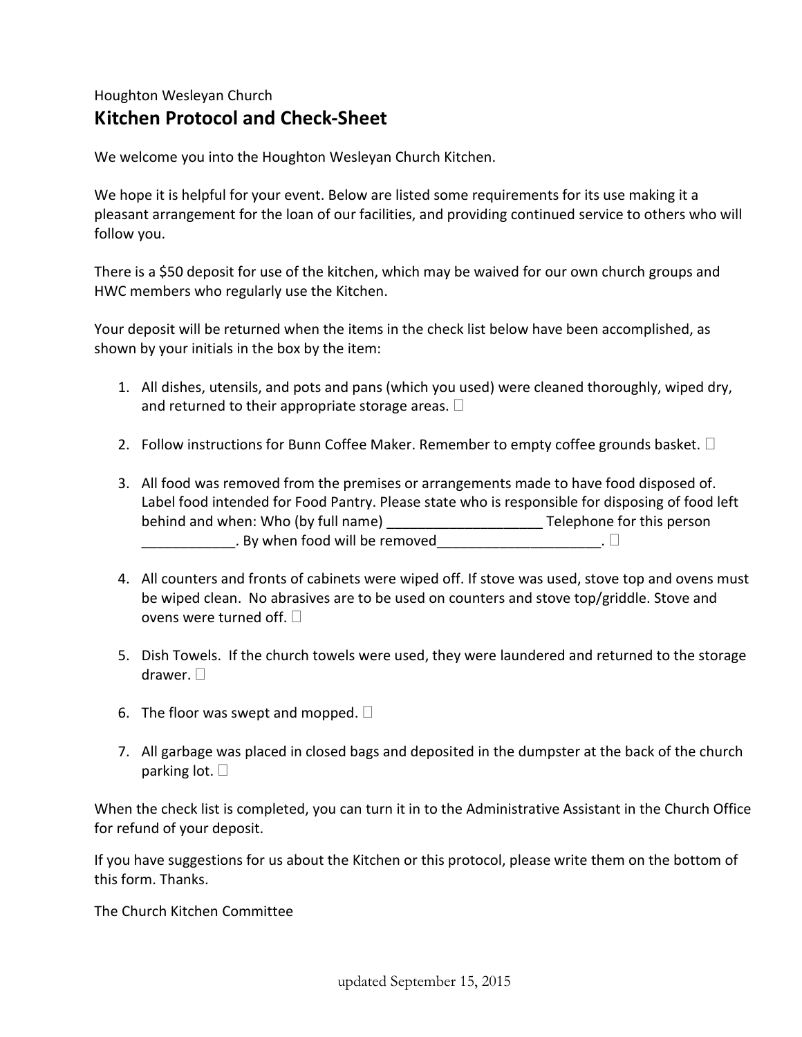Houghton Wesleyan Church

## Kitchen Protocol and Check-Sheet

We welcome you into the Houghton Wesleyan Church Kitchen.

We hope it is helpful for your event. Below are listed some requirements for its use making it a pleasant arrangement for the loan of our facilities, and providing continued service to others who will follow you.

There is a $50 deposit for use of the kitchen, which may be waived for our own church groups and HWC members who regularly use the Kitchen.

Your deposit will be returned when the items in the check list below have been accomplished, as shown by your initials in the box by the item:

1. All dishes, utensils, and pots and pans (which you used) were cleaned thoroughly, wiped dry, and returned to their appropriate storage areas. ☐
2. Follow instructions for Bunn Coffee Maker. Remember to empty coffee grounds basket. ☐
3. All food was removed from the premises or arrangements made to have food disposed of. Label food intended for Food Pantry. Please state who is responsible for disposing of food left behind and when: Who (by full name) ____________________ Telephone for this person ____________. By when food will be removed_____________________. ☐
4. All counters and fronts of cabinets were wiped off. If stove was used, stove top and ovens must be wiped clean. No abrasives are to be used on counters and stove top/griddle. Stove and ovens were turned off. ☐
5. Dish Towels. If the church towels were used, they were laundered and returned to the storage drawer. ☐
6. The floor was swept and mopped. ☐
7. All garbage was placed in closed bags and deposited in the dumpster at the back of the church parking lot. ☐

When the check list is completed, you can turn it in to the Administrative Assistant in the Church Office for refund of your deposit.

If you have suggestions for us about the Kitchen or this protocol, please write them on the bottom of this form. Thanks.

The Church Kitchen Committee

updated September 15, 2015